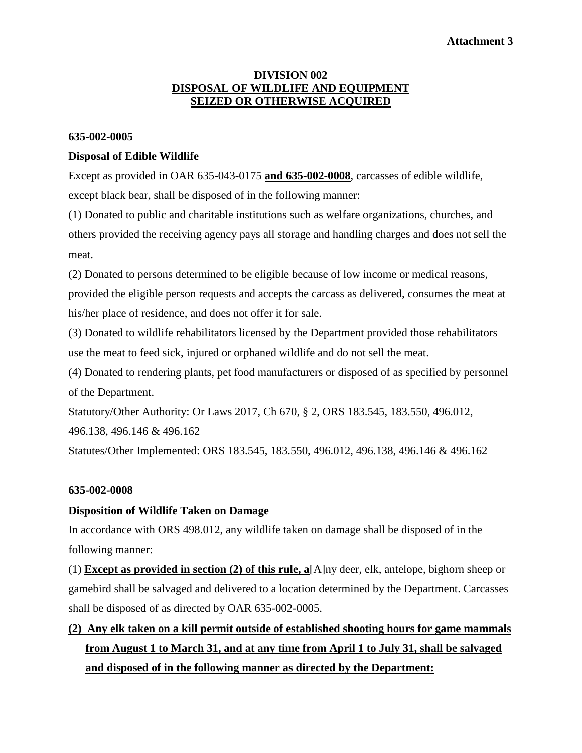**Attachment 3**

# DIVISION 002
## DISPOSAL OF WILDLIFE AND EQUIPMENT SEIZED OR OTHERWISE ACQUIRED

**635-002-0005**

**Disposal of Edible Wildlife**

Except as provided in OAR 635-043-0175 **and 635-002-0008**, carcasses of edible wildlife, except black bear, shall be disposed of in the following manner:

(1) Donated to public and charitable institutions such as welfare organizations, churches, and others provided the receiving agency pays all storage and handling charges and does not sell the meat.

(2) Donated to persons determined to be eligible because of low income or medical reasons, provided the eligible person requests and accepts the carcass as delivered, consumes the meat at his/her place of residence, and does not offer it for sale.

(3) Donated to wildlife rehabilitators licensed by the Department provided those rehabilitators use the meat to feed sick, injured or orphaned wildlife and do not sell the meat.

(4) Donated to rendering plants, pet food manufacturers or disposed of as specified by personnel of the Department.

Statutory/Other Authority: Or Laws 2017, Ch 670, § 2, ORS 183.545, 183.550, 496.012, 496.138, 496.146 & 496.162

Statutes/Other Implemented: ORS 183.545, 183.550, 496.012, 496.138, 496.146 & 496.162

**635-002-0008**

**Disposition of Wildlife Taken on Damage**

In accordance with ORS 498.012, any wildlife taken on damage shall be disposed of in the following manner:

(1) **Except as provided in section (2) of this rule, a**[~~A~~]ny deer, elk, antelope, bighorn sheep or gamebird shall be salvaged and delivered to a location determined by the Department. Carcasses shall be disposed of as directed by OAR 635-002-0005.

**(2) Any elk taken on a kill permit outside of established shooting hours for game mammals from August 1 to March 31, and at any time from April 1 to July 31, shall be salvaged and disposed of in the following manner as directed by the Department:**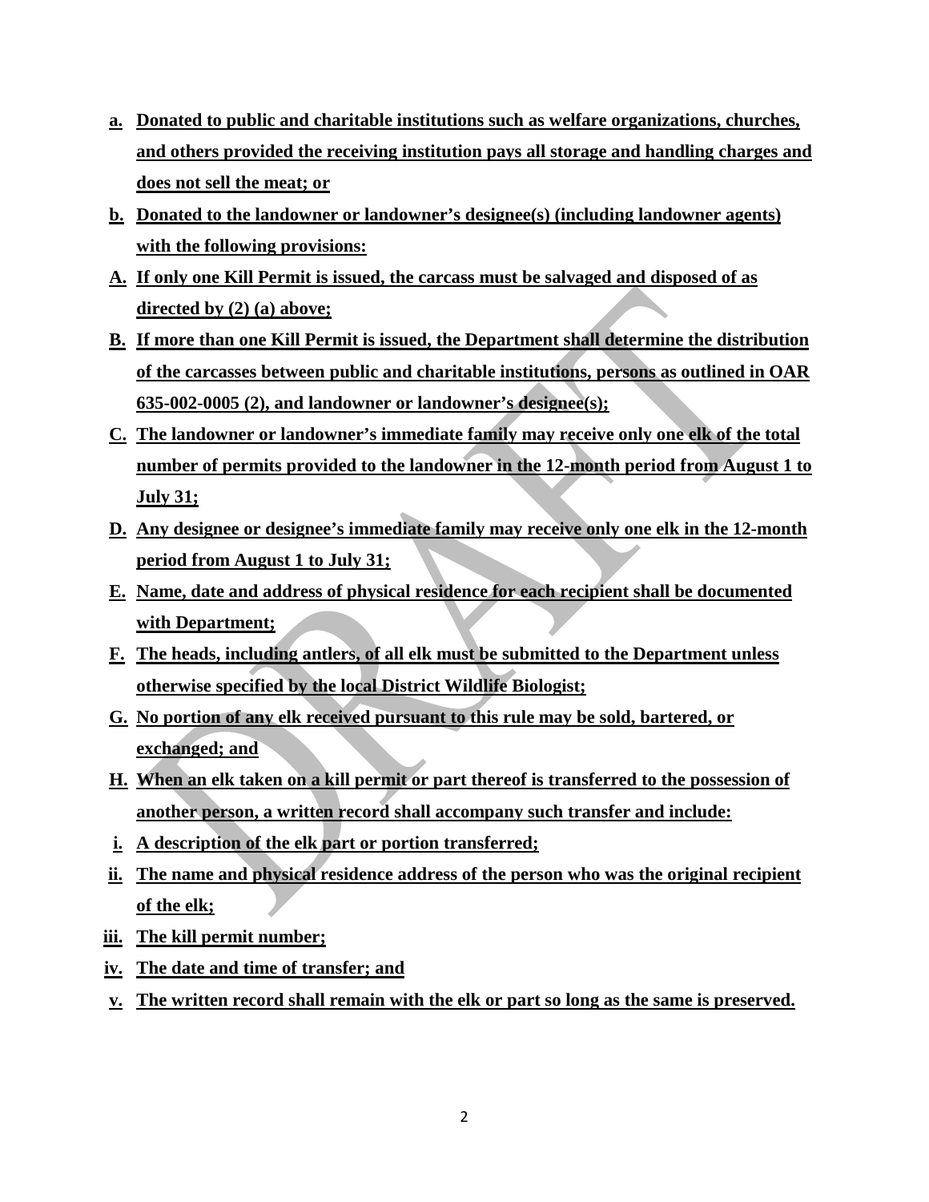**a. Donated to public and charitable institutions such as welfare organizations, churches, and others provided the receiving institution pays all storage and handling charges and does not sell the meat; or**

**b. Donated to the landowner or landowner's designee(s) (including landowner agents) with the following provisions:**

**A. If only one Kill Permit is issued, the carcass must be salvaged and disposed of as directed by (2) (a) above;**

**B. If more than one Kill Permit is issued, the Department shall determine the distribution of the carcasses between public and charitable institutions, persons as outlined in OAR 635-002-0005 (2), and landowner or landowner's designee(s);**

**C. The landowner or landowner's immediate family may receive only one elk of the total number of permits provided to the landowner in the 12-month period from August 1 to July 31;**

**D. Any designee or designee's immediate family may receive only one elk in the 12-month period from August 1 to July 31;**

**E. Name, date and address of physical residence for each recipient shall be documented with Department;**

**F. The heads, including antlers, of all elk must be submitted to the Department unless otherwise specified by the local District Wildlife Biologist;**

**G. No portion of any elk received pursuant to this rule may be sold, bartered, or exchanged; and**

**H. When an elk taken on a kill permit or part thereof is transferred to the possession of another person, a written record shall accompany such transfer and include:**

**i. A description of the elk part or portion transferred;**

**ii. The name and physical residence address of the person who was the original recipient of the elk;**

**iii. The kill permit number;**

**iv. The date and time of transfer; and**

**v. The written record shall remain with the elk or part so long as the same is preserved.**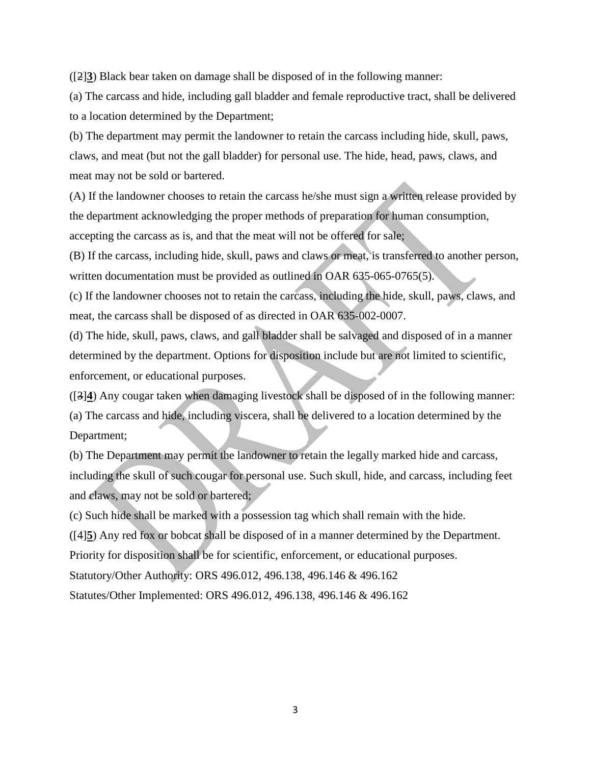([~~2~~]**3**) Black bear taken on damage shall be disposed of in the following manner:

(a) The carcass and hide, including gall bladder and female reproductive tract, shall be delivered to a location determined by the Department;

(b) The department may permit the landowner to retain the carcass including hide, skull, paws, claws, and meat (but not the gall bladder) for personal use. The hide, head, paws, claws, and meat may not be sold or bartered.

(A) If the landowner chooses to retain the carcass he/she must sign a written release provided by the department acknowledging the proper methods of preparation for human consumption, accepting the carcass as is, and that the meat will not be offered for sale;

(B) If the carcass, including hide, skull, paws and claws or meat, is transferred to another person, written documentation must be provided as outlined in OAR 635-065-0765(5).

(c) If the landowner chooses not to retain the carcass, including the hide, skull, paws, claws, and meat, the carcass shall be disposed of as directed in OAR 635-002-0007.

(d) The hide, skull, paws, claws, and gall bladder shall be salvaged and disposed of in a manner determined by the department. Options for disposition include but are not limited to scientific, enforcement, or educational purposes.

([~~3~~]**4**) Any cougar taken when damaging livestock shall be disposed of in the following manner:

(a) The carcass and hide, including viscera, shall be delivered to a location determined by the Department;

(b) The Department may permit the landowner to retain the legally marked hide and carcass, including the skull of such cougar for personal use. Such skull, hide, and carcass, including feet and claws, may not be sold or bartered;

(c) Such hide shall be marked with a possession tag which shall remain with the hide.

([~~4~~]**5**) Any red fox or bobcat shall be disposed of in a manner determined by the Department. Priority for disposition shall be for scientific, enforcement, or educational purposes.

Statutory/Other Authority: ORS 496.012, 496.138, 496.146 & 496.162

Statutes/Other Implemented: ORS 496.012, 496.138, 496.146 & 496.162